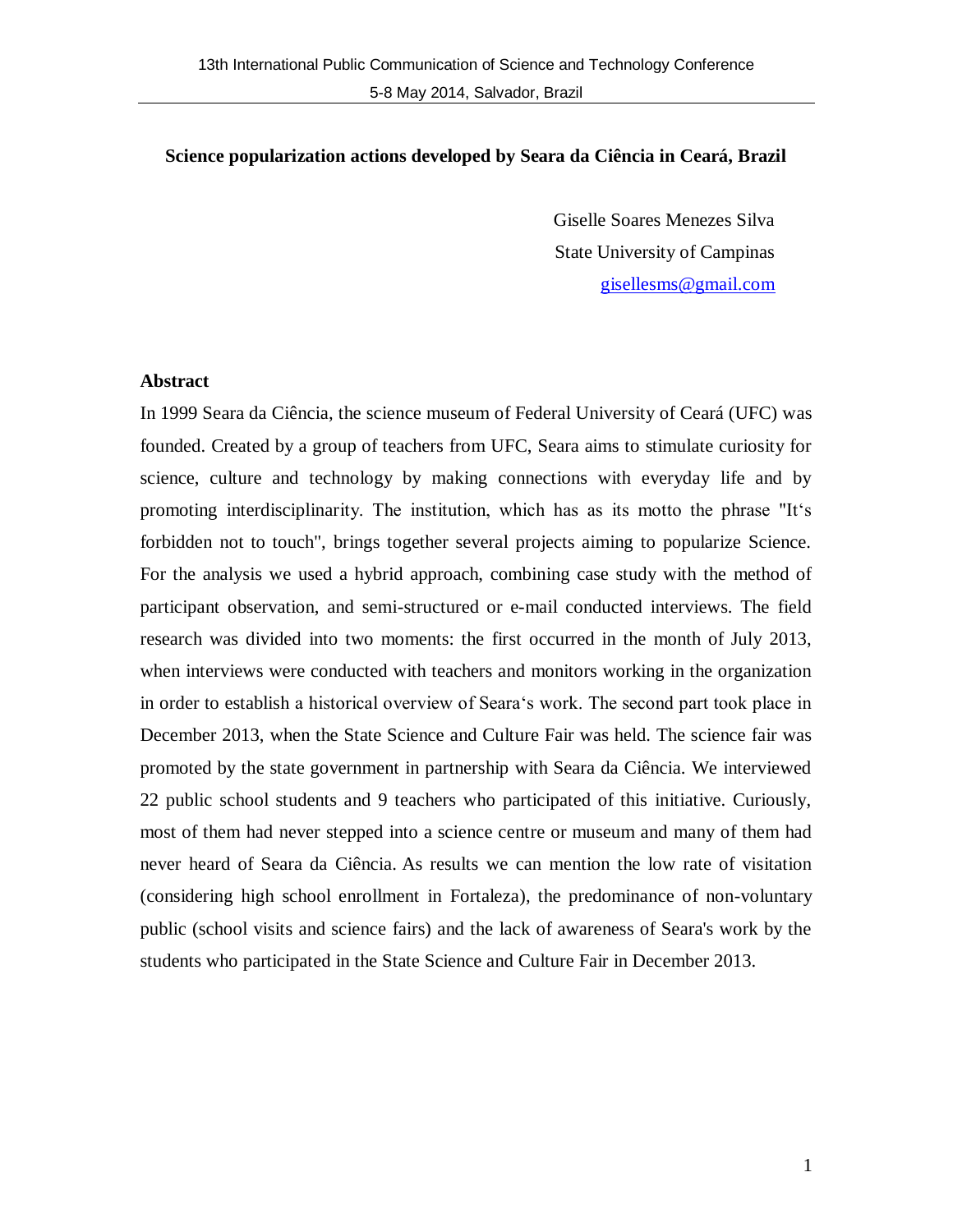**Science popularization actions developed by Seara da Ciência in Ceará, Brazil**

Giselle Soares Menezes Silva
State University of Campinas
gisellesms@gmail.com

## Abstract

In 1999 Seara da Ciência, the science museum of Federal University of Ceará (UFC) was founded. Created by a group of teachers from UFC, Seara aims to stimulate curiosity for science, culture and technology by making connections with everyday life and by promoting interdisciplinarity. The institution, which has as its motto the phrase "It's forbidden not to touch", brings together several projects aiming to popularize Science. For the analysis we used a hybrid approach, combining case study with the method of participant observation, and semi-structured or e-mail conducted interviews. The field research was divided into two moments: the first occurred in the month of July 2013, when interviews were conducted with teachers and monitors working in the organization in order to establish a historical overview of Seara's work. The second part took place in December 2013, when the State Science and Culture Fair was held. The science fair was promoted by the state government in partnership with Seara da Ciência. We interviewed 22 public school students and 9 teachers who participated of this initiative. Curiously, most of them had never stepped into a science centre or museum and many of them had never heard of Seara da Ciência. As results we can mention the low rate of visitation (considering high school enrollment in Fortaleza), the predominance of non-voluntary public (school visits and science fairs) and the lack of awareness of Seara's work by the students who participated in the State Science and Culture Fair in December 2013.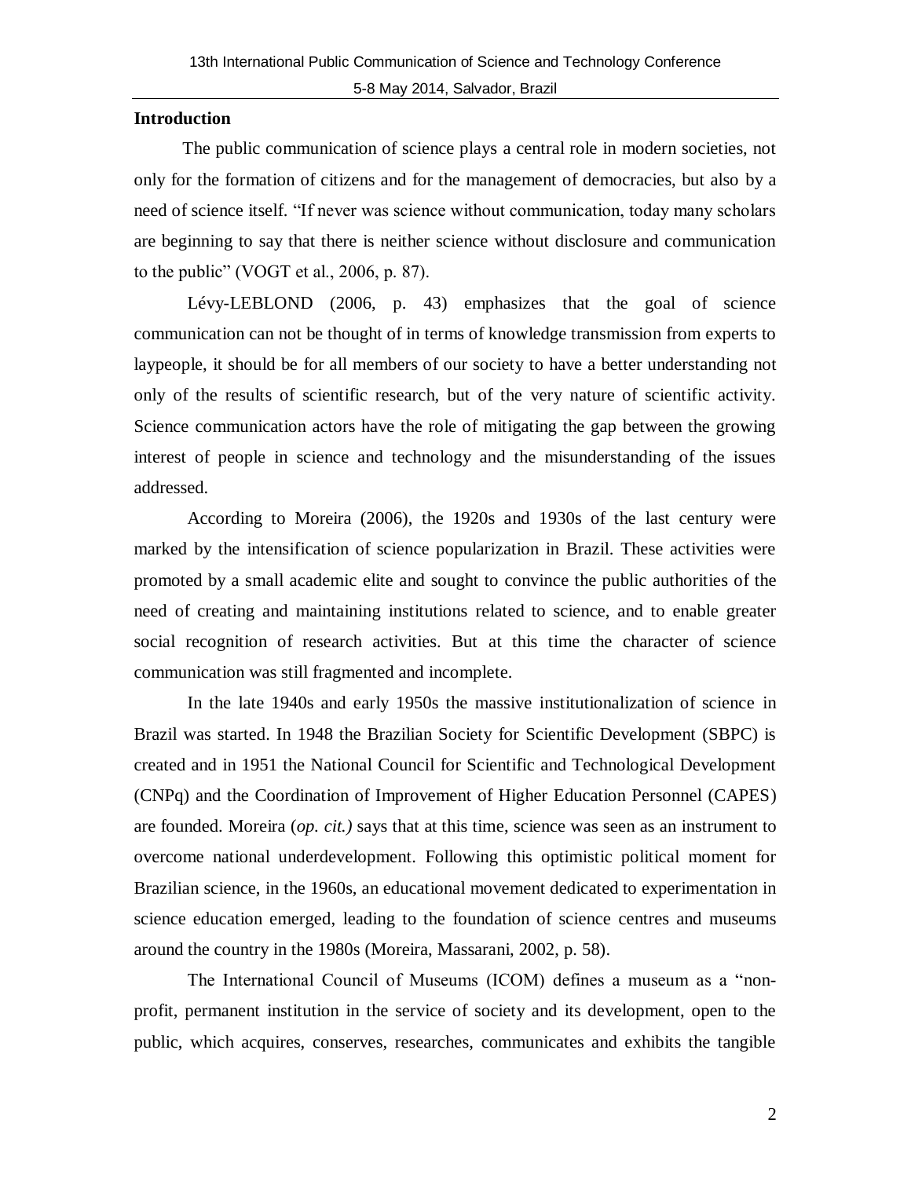## Introduction

The public communication of science plays a central role in modern societies, not only for the formation of citizens and for the management of democracies, but also by a need of science itself. "If never was science without communication, today many scholars are beginning to say that there is neither science without disclosure and communication to the public" (VOGT et al., 2006, p. 87).

Lévy-LEBLOND (2006, p. 43) emphasizes that the goal of science communication can not be thought of in terms of knowledge transmission from experts to laypeople, it should be for all members of our society to have a better understanding not only of the results of scientific research, but of the very nature of scientific activity. Science communication actors have the role of mitigating the gap between the growing interest of people in science and technology and the misunderstanding of the issues addressed.

According to Moreira (2006), the 1920s and 1930s of the last century were marked by the intensification of science popularization in Brazil. These activities were promoted by a small academic elite and sought to convince the public authorities of the need of creating and maintaining institutions related to science, and to enable greater social recognition of research activities. But at this time the character of science communication was still fragmented and incomplete.

In the late 1940s and early 1950s the massive institutionalization of science in Brazil was started. In 1948 the Brazilian Society for Scientific Development (SBPC) is created and in 1951 the National Council for Scientific and Technological Development (CNPq) and the Coordination of Improvement of Higher Education Personnel (CAPES) are founded. Moreira (*op. cit.)* says that at this time, science was seen as an instrument to overcome national underdevelopment. Following this optimistic political moment for Brazilian science, in the 1960s, an educational movement dedicated to experimentation in science education emerged, leading to the foundation of science centres and museums around the country in the 1980s (Moreira, Massarani, 2002, p. 58).

The International Council of Museums (ICOM) defines a museum as a "non-profit, permanent institution in the service of society and its development, open to the public, which acquires, conserves, researches, communicates and exhibits the tangible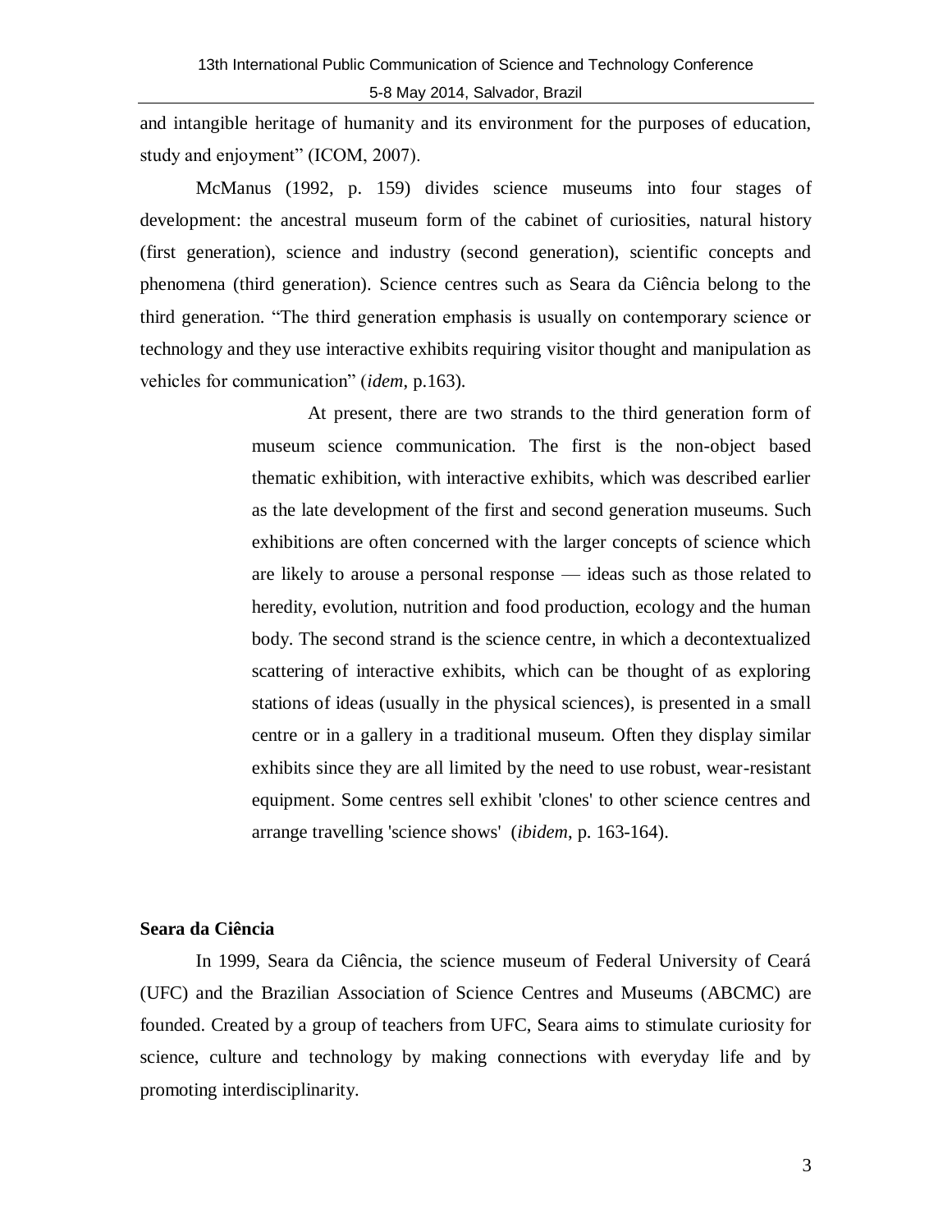and intangible heritage of humanity and its environment for the purposes of education, study and enjoyment" (ICOM, 2007).

McManus (1992, p. 159) divides science museums into four stages of development: the ancestral museum form of the cabinet of curiosities, natural history (first generation), science and industry (second generation), scientific concepts and phenomena (third generation). Science centres such as Seara da Ciência belong to the third generation. "The third generation emphasis is usually on contemporary science or technology and they use interactive exhibits requiring visitor thought and manipulation as vehicles for communication" (*idem*, p.163).

> At present, there are two strands to the third generation form of museum science communication. The first is the non-object based thematic exhibition, with interactive exhibits, which was described earlier as the late development of the first and second generation museums. Such exhibitions are often concerned with the larger concepts of science which are likely to arouse a personal response — ideas such as those related to heredity, evolution, nutrition and food production, ecology and the human body. The second strand is the science centre, in which a decontextualized scattering of interactive exhibits, which can be thought of as exploring stations of ideas (usually in the physical sciences), is presented in a small centre or in a gallery in a traditional museum. Often they display similar exhibits since they are all limited by the need to use robust, wear-resistant equipment. Some centres sell exhibit 'clones' to other science centres and arrange travelling 'science shows' (*ibidem*, p. 163-164).

**Seara da Ciência**

In 1999, Seara da Ciência, the science museum of Federal University of Ceará (UFC) and the Brazilian Association of Science Centres and Museums (ABCMC) are founded. Created by a group of teachers from UFC, Seara aims to stimulate curiosity for science, culture and technology by making connections with everyday life and by promoting interdisciplinarity.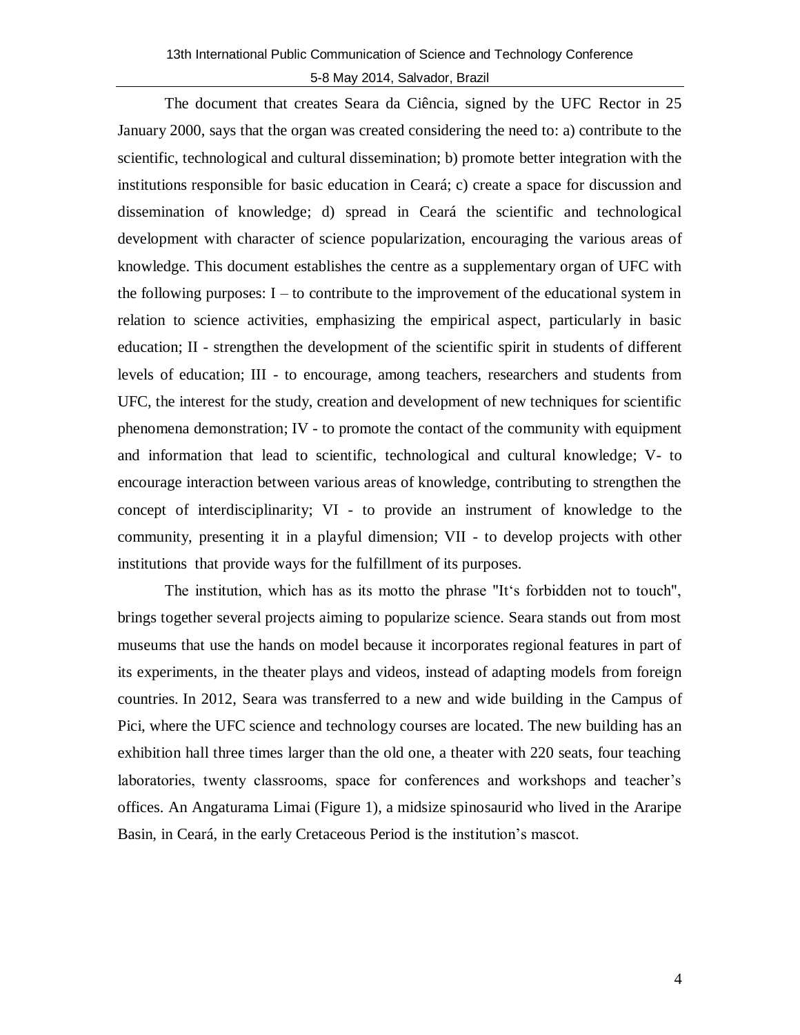The document that creates Seara da Ciência, signed by the UFC Rector in 25 January 2000, says that the organ was created considering the need to: a) contribute to the scientific, technological and cultural dissemination; b) promote better integration with the institutions responsible for basic education in Ceará; c) create a space for discussion and dissemination of knowledge; d) spread in Ceará the scientific and technological development with character of science popularization, encouraging the various areas of knowledge. This document establishes the centre as a supplementary organ of UFC with the following purposes: I – to contribute to the improvement of the educational system in relation to science activities, emphasizing the empirical aspect, particularly in basic education; II - strengthen the development of the scientific spirit in students of different levels of education; III - to encourage, among teachers, researchers and students from UFC, the interest for the study, creation and development of new techniques for scientific phenomena demonstration; IV - to promote the contact of the community with equipment and information that lead to scientific, technological and cultural knowledge; V- to encourage interaction between various areas of knowledge, contributing to strengthen the concept of interdisciplinarity; VI - to provide an instrument of knowledge to the community, presenting it in a playful dimension; VII - to develop projects with other institutions that provide ways for the fulfillment of its purposes.

The institution, which has as its motto the phrase "It's forbidden not to touch", brings together several projects aiming to popularize science. Seara stands out from most museums that use the hands on model because it incorporates regional features in part of its experiments, in the theater plays and videos, instead of adapting models from foreign countries. In 2012, Seara was transferred to a new and wide building in the Campus of Pici, where the UFC science and technology courses are located. The new building has an exhibition hall three times larger than the old one, a theater with 220 seats, four teaching laboratories, twenty classrooms, space for conferences and workshops and teacher's offices. An Angaturama Limai (Figure 1), a midsize spinosaurid who lived in the Araripe Basin, in Ceará, in the early Cretaceous Period is the institution's mascot.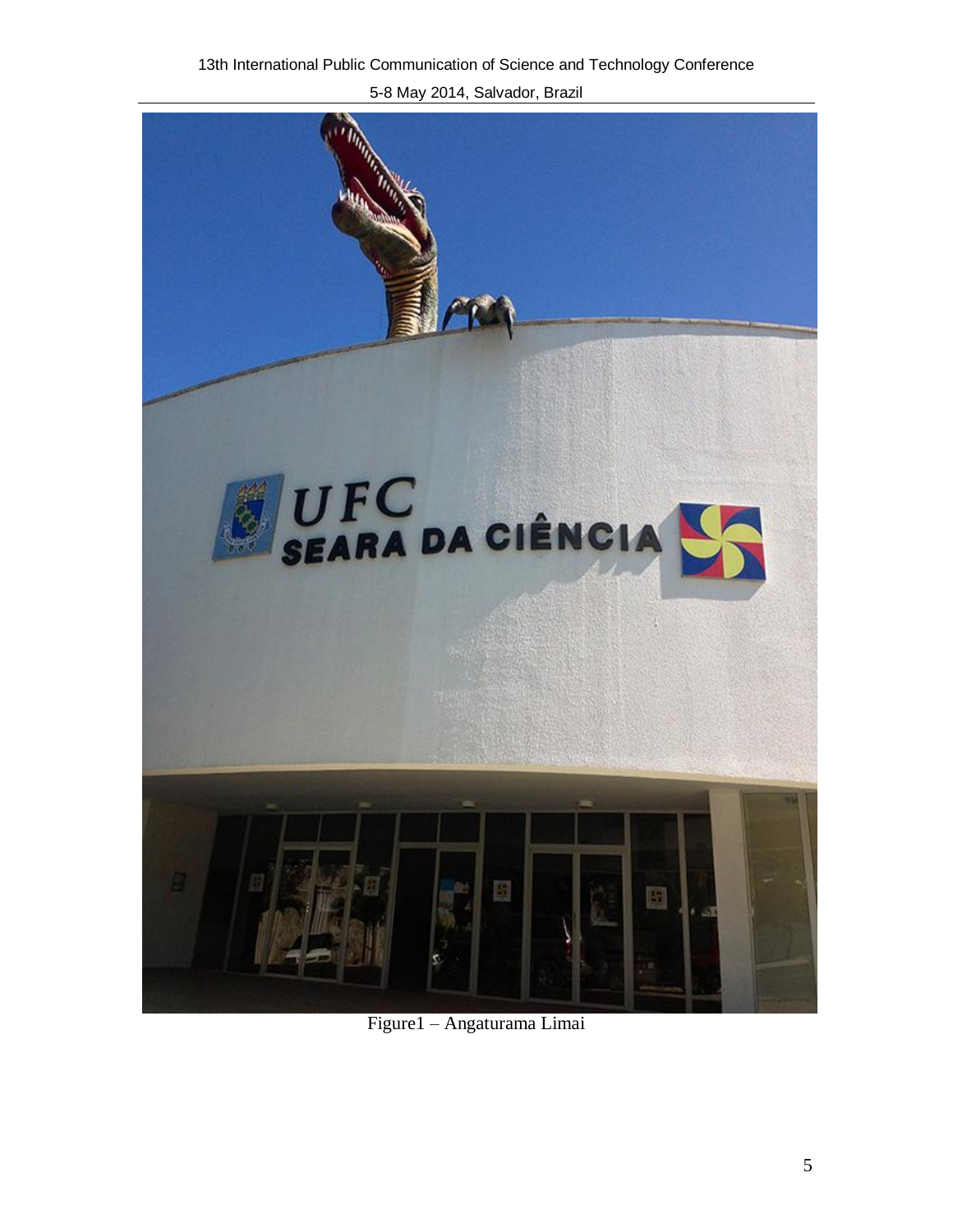Figure1 – Angaturama Limai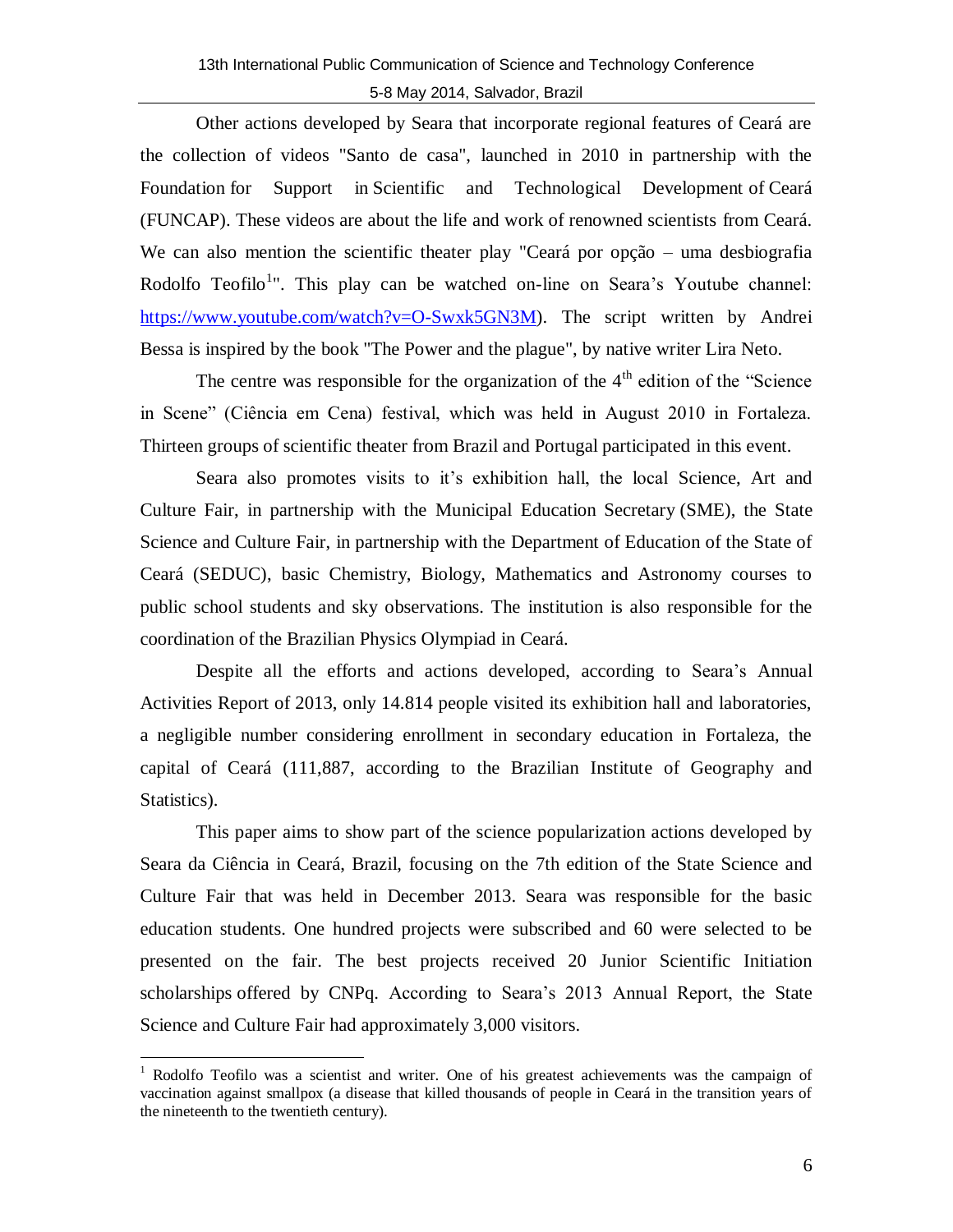Other actions developed by Seara that incorporate regional features of Ceará are the collection of videos "Santo de casa", launched in 2010 in partnership with the Foundation for Support in Scientific and Technological Development of Ceará (FUNCAP). These videos are about the life and work of renowned scientists from Ceará. We can also mention the scientific theater play "Ceará por opção – uma desbiografia Rodolfo Teofilo[1]". This play can be watched on-line on Seara's Youtube channel: https://www.youtube.com/watch?v=O-Swxk5GN3M). The script written by Andrei Bessa is inspired by the book "The Power and the plague", by native writer Lira Neto.

The centre was responsible for the organization of the 4th edition of the "Science in Scene" (Ciência em Cena) festival, which was held in August 2010 in Fortaleza. Thirteen groups of scientific theater from Brazil and Portugal participated in this event.

Seara also promotes visits to it's exhibition hall, the local Science, Art and Culture Fair, in partnership with the Municipal Education Secretary (SME), the State Science and Culture Fair, in partnership with the Department of Education of the State of Ceará (SEDUC), basic Chemistry, Biology, Mathematics and Astronomy courses to public school students and sky observations. The institution is also responsible for the coordination of the Brazilian Physics Olympiad in Ceará.

Despite all the efforts and actions developed, according to Seara's Annual Activities Report of 2013, only 14.814 people visited its exhibition hall and laboratories, a negligible number considering enrollment in secondary education in Fortaleza, the capital of Ceará (111,887, according to the Brazilian Institute of Geography and Statistics).

This paper aims to show part of the science popularization actions developed by Seara da Ciência in Ceará, Brazil, focusing on the 7th edition of the State Science and Culture Fair that was held in December 2013. Seara was responsible for the basic education students. One hundred projects were subscribed and 60 were selected to be presented on the fair. The best projects received 20 Junior Scientific Initiation scholarships offered by CNPq. According to Seara's 2013 Annual Report, the State Science and Culture Fair had approximately 3,000 visitors.

---

[1] Rodolfo Teofilo was a scientist and writer. One of his greatest achievements was the campaign of vaccination against smallpox (a disease that killed thousands of people in Ceará in the transition years of the nineteenth to the twentieth century).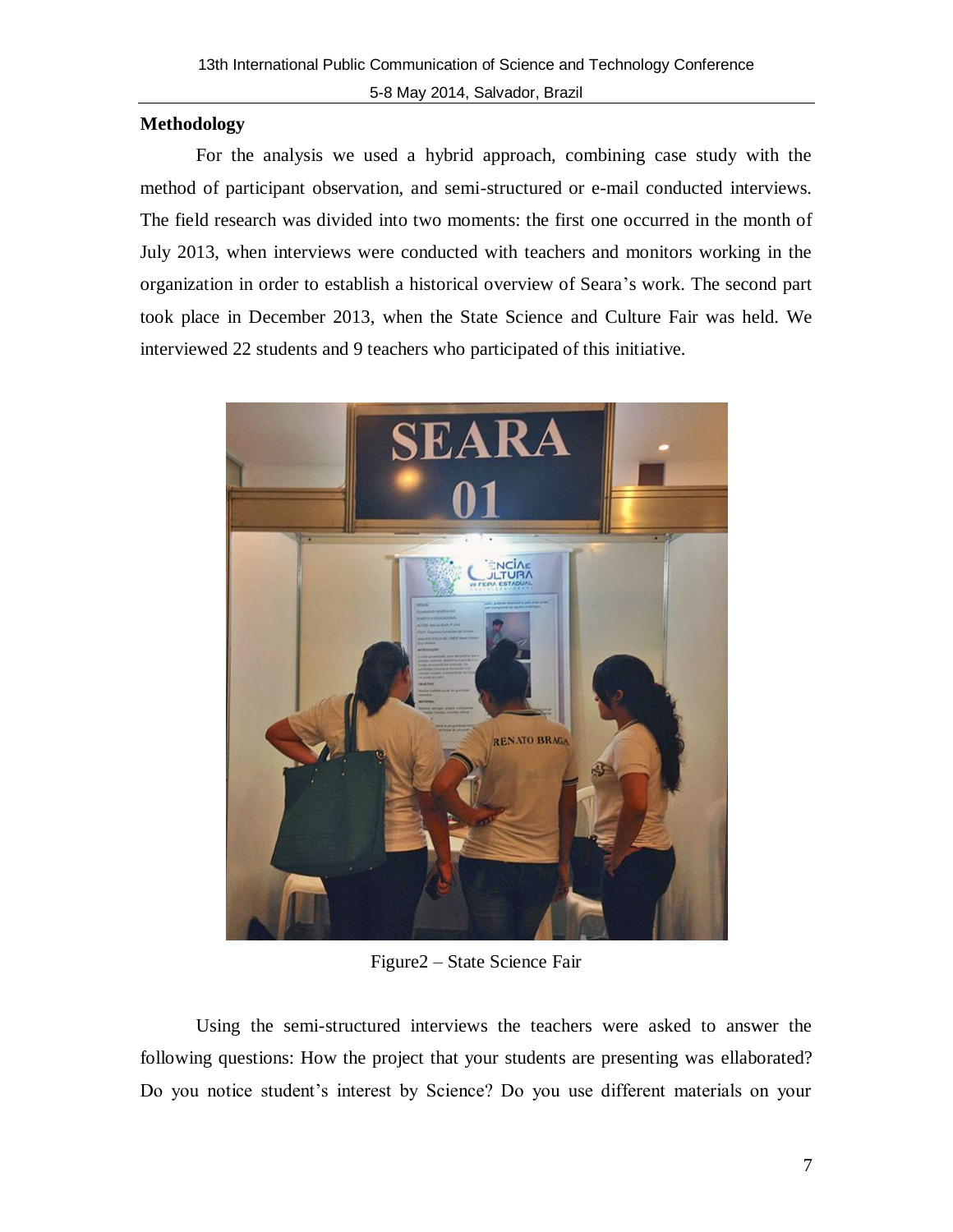## Methodology

For the analysis we used a hybrid approach, combining case study with the method of participant observation, and semi-structured or e-mail conducted interviews. The field research was divided into two moments: the first one occurred in the month of July 2013, when interviews were conducted with teachers and monitors working in the organization in order to establish a historical overview of Seara's work. The second part took place in December 2013, when the State Science and Culture Fair was held. We interviewed 22 students and 9 teachers who participated of this initiative.

Figure2 – State Science Fair

Using the semi-structured interviews the teachers were asked to answer the following questions: How the project that your students are presenting was ellaborated? Do you notice student's interest by Science? Do you use different materials on your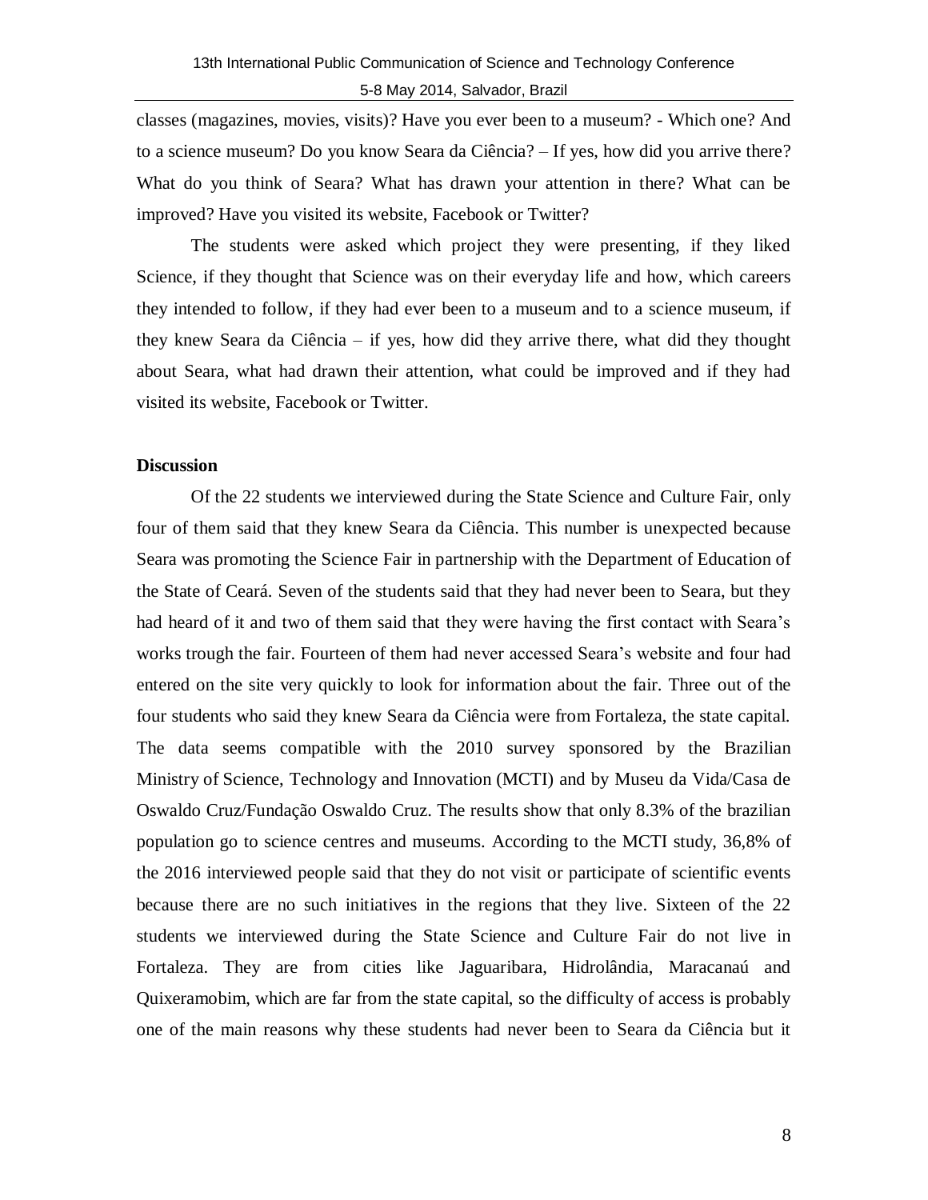classes (magazines, movies, visits)? Have you ever been to a museum? - Which one? And to a science museum? Do you know Seara da Ciência? – If yes, how did you arrive there? What do you think of Seara? What has drawn your attention in there? What can be improved? Have you visited its website, Facebook or Twitter?

The students were asked which project they were presenting, if they liked Science, if they thought that Science was on their everyday life and how, which careers they intended to follow, if they had ever been to a museum and to a science museum, if they knew Seara da Ciência – if yes, how did they arrive there, what did they thought about Seara, what had drawn their attention, what could be improved and if they had visited its website, Facebook or Twitter.

**Discussion**

Of the 22 students we interviewed during the State Science and Culture Fair, only four of them said that they knew Seara da Ciência. This number is unexpected because Seara was promoting the Science Fair in partnership with the Department of Education of the State of Ceará. Seven of the students said that they had never been to Seara, but they had heard of it and two of them said that they were having the first contact with Seara's works trough the fair. Fourteen of them had never accessed Seara's website and four had entered on the site very quickly to look for information about the fair. Three out of the four students who said they knew Seara da Ciência were from Fortaleza, the state capital. The data seems compatible with the 2010 survey sponsored by the Brazilian Ministry of Science, Technology and Innovation (MCTI) and by Museu da Vida/Casa de Oswaldo Cruz/Fundação Oswaldo Cruz. The results show that only 8.3% of the brazilian population go to science centres and museums. According to the MCTI study, 36,8% of the 2016 interviewed people said that they do not visit or participate of scientific events because there are no such initiatives in the regions that they live. Sixteen of the 22 students we interviewed during the State Science and Culture Fair do not live in Fortaleza. They are from cities like Jaguaribara, Hidrolândia, Maracanaú and Quixeramobim, which are far from the state capital, so the difficulty of access is probably one of the main reasons why these students had never been to Seara da Ciência but it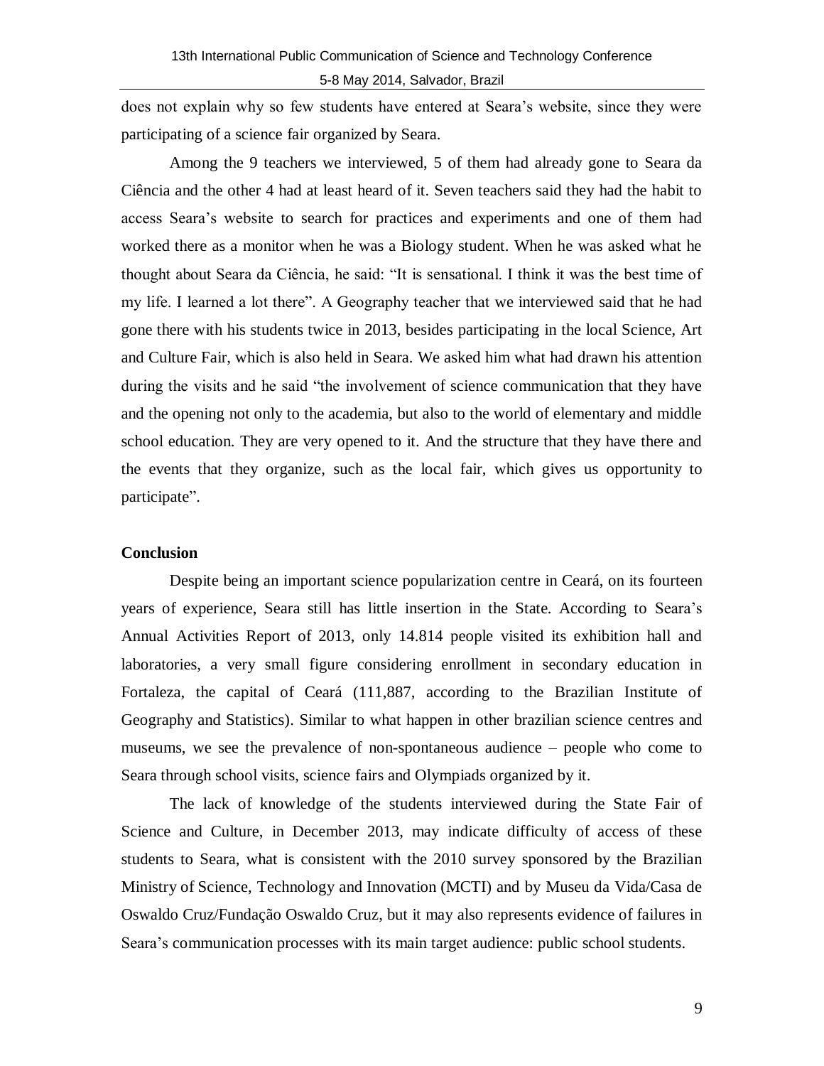does not explain why so few students have entered at Seara's website, since they were participating of a science fair organized by Seara.

Among the 9 teachers we interviewed, 5 of them had already gone to Seara da Ciência and the other 4 had at least heard of it. Seven teachers said they had the habit to access Seara's website to search for practices and experiments and one of them had worked there as a monitor when he was a Biology student. When he was asked what he thought about Seara da Ciência, he said: "It is sensational. I think it was the best time of my life. I learned a lot there". A Geography teacher that we interviewed said that he had gone there with his students twice in 2013, besides participating in the local Science, Art and Culture Fair, which is also held in Seara. We asked him what had drawn his attention during the visits and he said "the involvement of science communication that they have and the opening not only to the academia, but also to the world of elementary and middle school education. They are very opened to it. And the structure that they have there and the events that they organize, such as the local fair, which gives us opportunity to participate".

## Conclusion

Despite being an important science popularization centre in Ceará, on its fourteen years of experience, Seara still has little insertion in the State. According to Seara's Annual Activities Report of 2013, only 14.814 people visited its exhibition hall and laboratories, a very small figure considering enrollment in secondary education in Fortaleza, the capital of Ceará (111,887, according to the Brazilian Institute of Geography and Statistics). Similar to what happen in other brazilian science centres and museums, we see the prevalence of non-spontaneous audience – people who come to Seara through school visits, science fairs and Olympiads organized by it.

The lack of knowledge of the students interviewed during the State Fair of Science and Culture, in December 2013, may indicate difficulty of access of these students to Seara, what is consistent with the 2010 survey sponsored by the Brazilian Ministry of Science, Technology and Innovation (MCTI) and by Museu da Vida/Casa de Oswaldo Cruz/Fundação Oswaldo Cruz, but it may also represents evidence of failures in Seara's communication processes with its main target audience: public school students.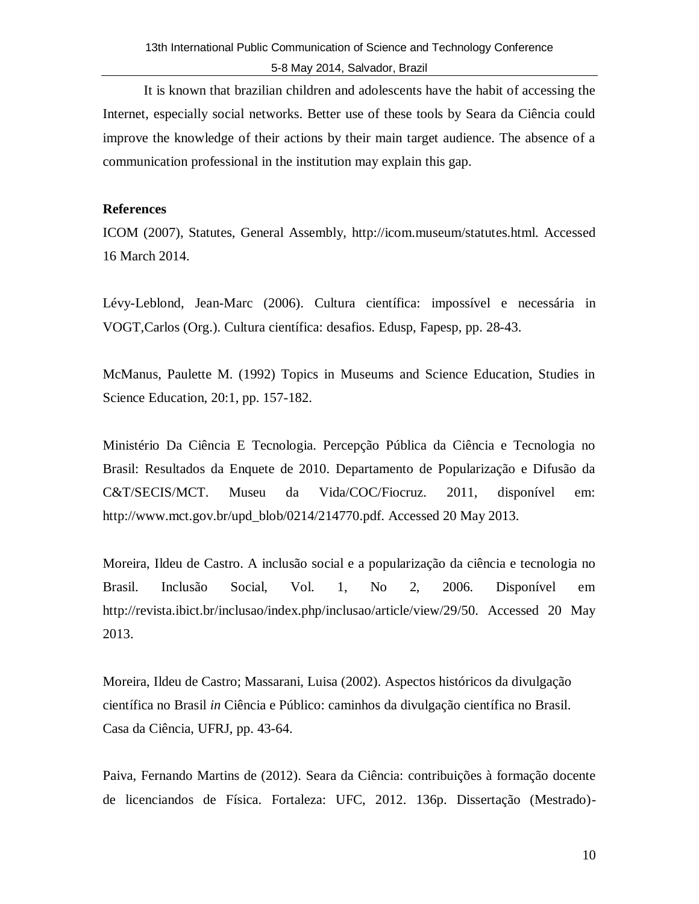It is known that brazilian children and adolescents have the habit of accessing the Internet, especially social networks. Better use of these tools by Seara da Ciência could improve the knowledge of their actions by their main target audience. The absence of a communication professional in the institution may explain this gap.

**References**

ICOM (2007), Statutes, General Assembly, http://icom.museum/statutes.html. Accessed 16 March 2014.

Lévy-Leblond, Jean-Marc (2006). Cultura científica: impossível e necessária in VOGT,Carlos (Org.). Cultura científica: desafios. Edusp, Fapesp, pp. 28-43.

McManus, Paulette M. (1992) Topics in Museums and Science Education, Studies in Science Education, 20:1, pp. 157-182.

Ministério Da Ciência E Tecnologia. Percepção Pública da Ciência e Tecnologia no Brasil: Resultados da Enquete de 2010. Departamento de Popularização e Difusão da C&T/SECIS/MCT. Museu da Vida/COC/Fiocruz. 2011, disponível em: http://www.mct.gov.br/upd_blob/0214/214770.pdf. Accessed 20 May 2013.

Moreira, Ildeu de Castro. A inclusão social e a popularização da ciência e tecnologia no Brasil. Inclusão Social, Vol. 1, No 2, 2006. Disponível em http://revista.ibict.br/inclusao/index.php/inclusao/article/view/29/50. Accessed 20 May 2013.

Moreira, Ildeu de Castro; Massarani, Luisa (2002). Aspectos históricos da divulgação científica no Brasil *in* Ciência e Público: caminhos da divulgação científica no Brasil. Casa da Ciência, UFRJ, pp. 43-64.

Paiva, Fernando Martins de (2012). Seara da Ciência: contribuições à formação docente de licenciandos de Física. Fortaleza: UFC, 2012. 136p. Dissertação (Mestrado)-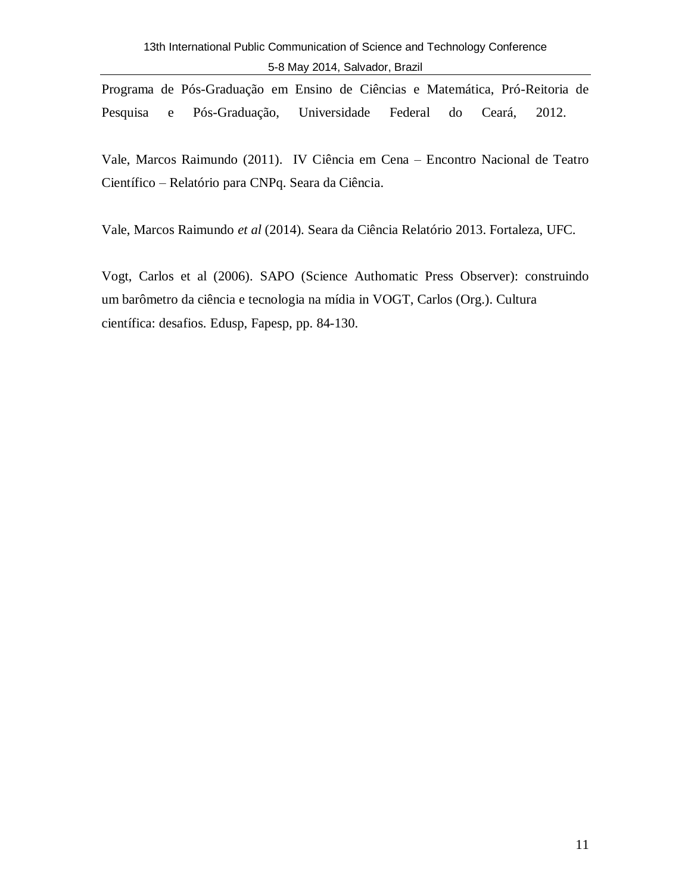Programa de Pós-Graduação em Ensino de Ciências e Matemática, Pró-Reitoria de Pesquisa e Pós-Graduação, Universidade Federal do Ceará, 2012.

Vale, Marcos Raimundo (2011). IV Ciência em Cena – Encontro Nacional de Teatro Científico – Relatório para CNPq. Seara da Ciência.

Vale, Marcos Raimundo *et al* (2014). Seara da Ciência Relatório 2013. Fortaleza, UFC.

Vogt, Carlos et al (2006). SAPO (Science Authomatic Press Observer): construindo um barômetro da ciência e tecnologia na mídia in VOGT, Carlos (Org.). Cultura científica: desafios. Edusp, Fapesp, pp. 84-130.